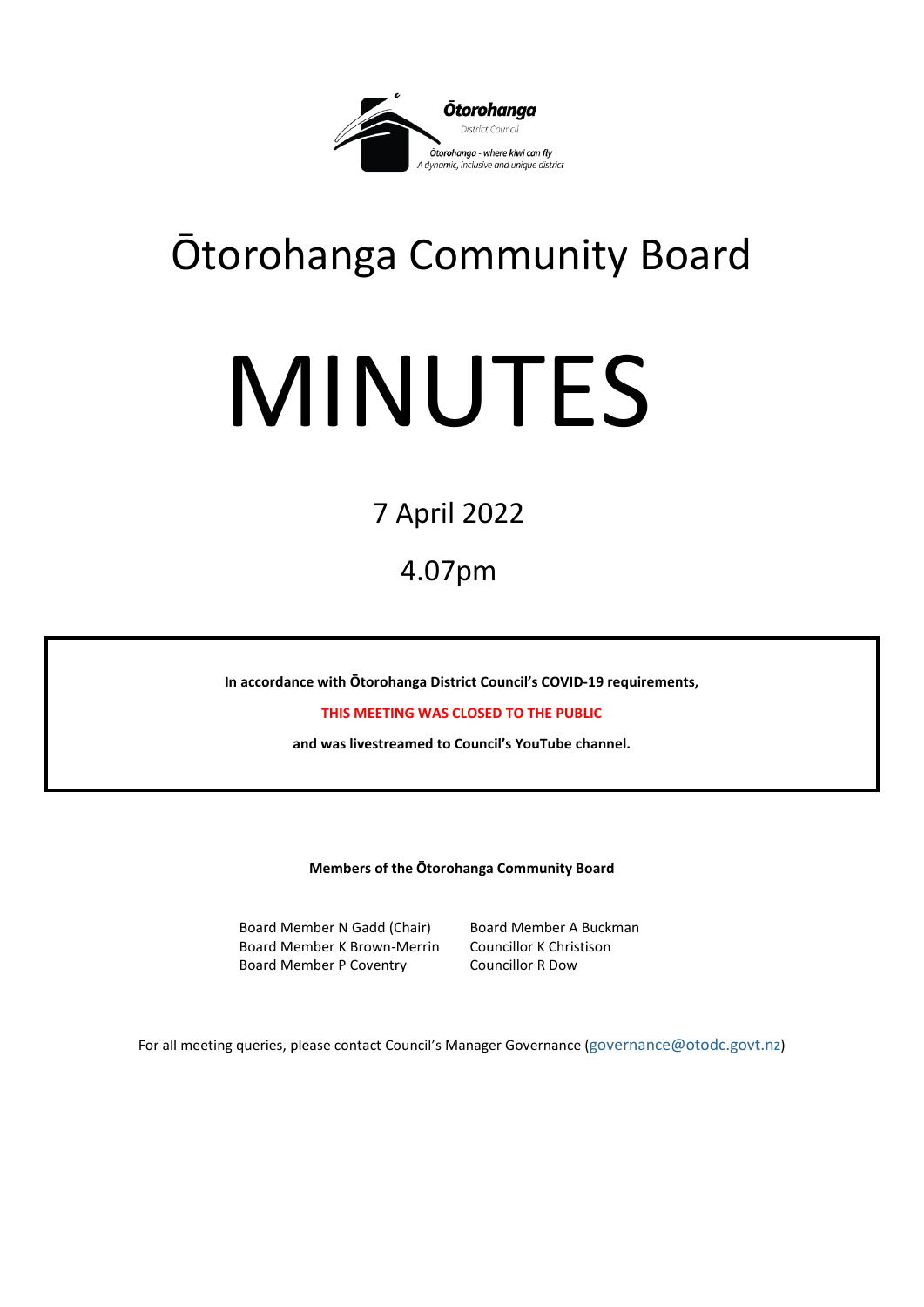Ōtorohanga District Council

Ōtorohanga - where kiwi can fly

A dynamic, inclusive and unique district

# Ōtorohanga Community Board

# MINUTES

7 April 2022

4.07pm

**In accordance with Ōtorohanga District Council's COVID-19 requirements,**

**THIS MEETING WAS CLOSED TO THE PUBLIC**

**and was livestreamed to Council's YouTube channel.**

**Members of the Ōtorohanga Community Board**

Board Member N Gadd (Chair)
Board Member K Brown-Merrin
Board Member P Coventry
Board Member A Buckman
Councillor K Christison
Councillor R Dow

For all meeting queries, please contact Council's Manager Governance (governance@otodc.govt.nz)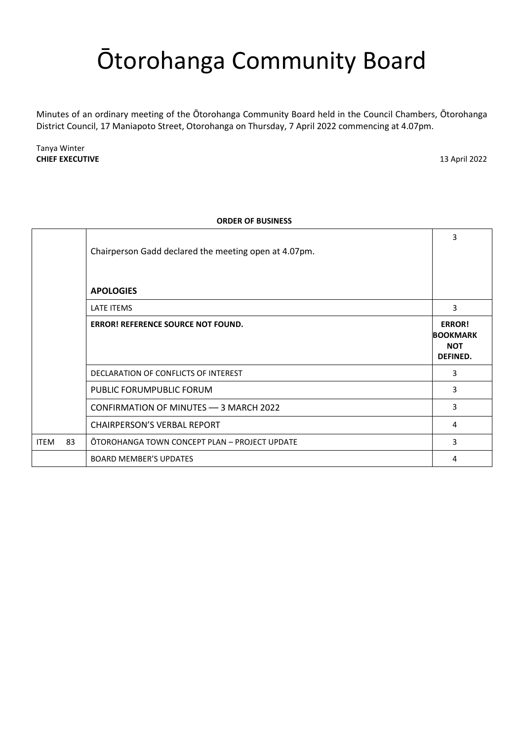# Ōtorohanga Community Board

Minutes of an ordinary meeting of the Ōtorohanga Community Board held in the Council Chambers, Ōtorohanga District Council, 17 Maniapoto Street, Otorohanga on Thursday, 7 April 2022 commencing at 4.07pm.

Tanya Winter
**CHIEF EXECUTIVE** 13 April 2022

**ORDER OF BUSINESS**

| | | |
|---|---|---|
| | Chairperson Gadd declared the meeting open at 4.07pm.<br><br>**APOLOGIES** | 3 |
| | LATE ITEMS | 3 |
| | **ERROR! REFERENCE SOURCE NOT FOUND.** | **ERROR! BOOKMARK NOT DEFINED.** |
| | DECLARATION OF CONFLICTS OF INTEREST | 3 |
| | PUBLIC FORUMPUBLIC FORUM | 3 |
| | CONFIRMATION OF MINUTES — 3 MARCH 2022 | 3 |
| | CHAIRPERSON'S VERBAL REPORT | 4 |
| ITEM 83 | ŌTOROHANGA TOWN CONCEPT PLAN – PROJECT UPDATE | 3 |
| | BOARD MEMBER'S UPDATES | 4 |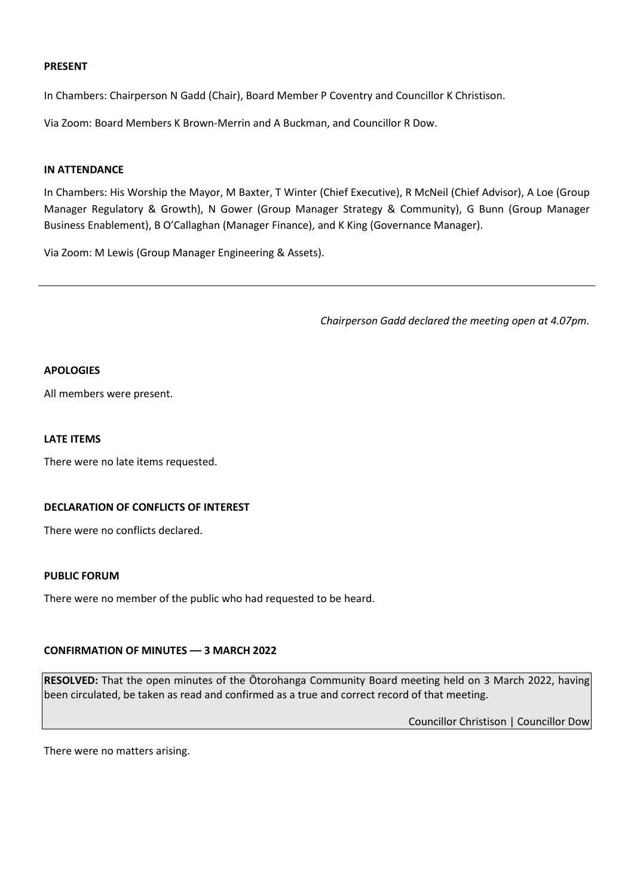**PRESENT**

In Chambers: Chairperson N Gadd (Chair), Board Member P Coventry and Councillor K Christison.

Via Zoom: Board Members K Brown-Merrin and A Buckman, and Councillor R Dow.

**IN ATTENDANCE**

In Chambers: His Worship the Mayor, M Baxter, T Winter (Chief Executive), R McNeil (Chief Advisor), A Loe (Group Manager Regulatory & Growth), N Gower (Group Manager Strategy & Community), G Bunn (Group Manager Business Enablement), B O'Callaghan (Manager Finance), and K King (Governance Manager).

Via Zoom: M Lewis (Group Manager Engineering & Assets).

---

*Chairperson Gadd declared the meeting open at 4.07pm.*

**APOLOGIES**

All members were present.

**LATE ITEMS**

There were no late items requested.

**DECLARATION OF CONFLICTS OF INTEREST**

There were no conflicts declared.

**PUBLIC FORUM**

There were no member of the public who had requested to be heard.

**CONFIRMATION OF MINUTES –– 3 MARCH 2022**

**RESOLVED:** That the open minutes of the Ōtorohanga Community Board meeting held on 3 March 2022, having been circulated, be taken as read and confirmed as a true and correct record of that meeting.

Councillor Christison | Councillor Dow

There were no matters arising.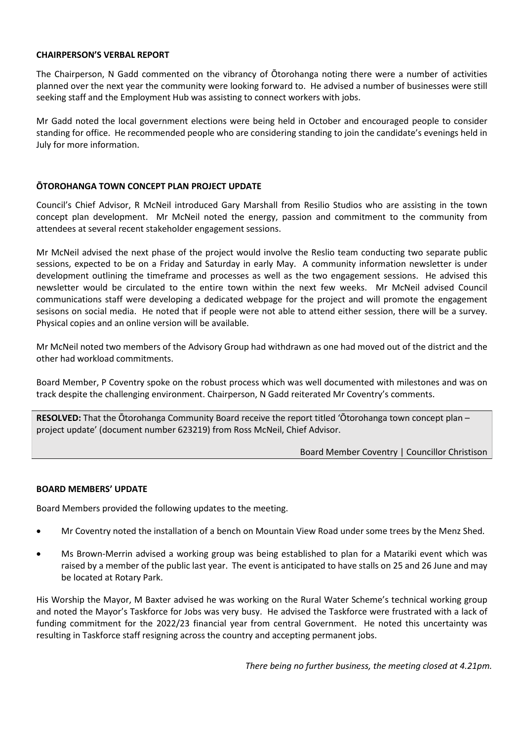**CHAIRPERSON'S VERBAL REPORT**

The Chairperson, N Gadd commented on the vibrancy of Ōtorohanga noting there were a number of activities planned over the next year the community were looking forward to. He advised a number of businesses were still seeking staff and the Employment Hub was assisting to connect workers with jobs.

Mr Gadd noted the local government elections were being held in October and encouraged people to consider standing for office. He recommended people who are considering standing to join the candidate's evenings held in July for more information.

**ŌTOROHANGA TOWN CONCEPT PLAN PROJECT UPDATE**

Council's Chief Advisor, R McNeil introduced Gary Marshall from Resilio Studios who are assisting in the town concept plan development. Mr McNeil noted the energy, passion and commitment to the community from attendees at several recent stakeholder engagement sessions.

Mr McNeil advised the next phase of the project would involve the Reslio team conducting two separate public sessions, expected to be on a Friday and Saturday in early May. A community information newsletter is under development outlining the timeframe and processes as well as the two engagement sessions. He advised this newsletter would be circulated to the entire town within the next few weeks. Mr McNeil advised Council communications staff were developing a dedicated webpage for the project and will promote the engagement sesisons on social media. He noted that if people were not able to attend either session, there will be a survey. Physical copies and an online version will be available.

Mr McNeil noted two members of the Advisory Group had withdrawn as one had moved out of the district and the other had workload commitments.

Board Member, P Coventry spoke on the robust process which was well documented with milestones and was on track despite the challenging environment. Chairperson, N Gadd reiterated Mr Coventry's comments.

**RESOLVED:** That the Ōtorohanga Community Board receive the report titled 'Ōtorohanga town concept plan – project update' (document number 623219) from Ross McNeil, Chief Advisor.

Board Member Coventry | Councillor Christison

**BOARD MEMBERS' UPDATE**

Board Members provided the following updates to the meeting.

- Mr Coventry noted the installation of a bench on Mountain View Road under some trees by the Menz Shed.
- Ms Brown-Merrin advised a working group was being established to plan for a Matariki event which was raised by a member of the public last year. The event is anticipated to have stalls on 25 and 26 June and may be located at Rotary Park.

His Worship the Mayor, M Baxter advised he was working on the Rural Water Scheme's technical working group and noted the Mayor's Taskforce for Jobs was very busy. He advised the Taskforce were frustrated with a lack of funding commitment for the 2022/23 financial year from central Government. He noted this uncertainty was resulting in Taskforce staff resigning across the country and accepting permanent jobs.

*There being no further business, the meeting closed at 4.21pm.*